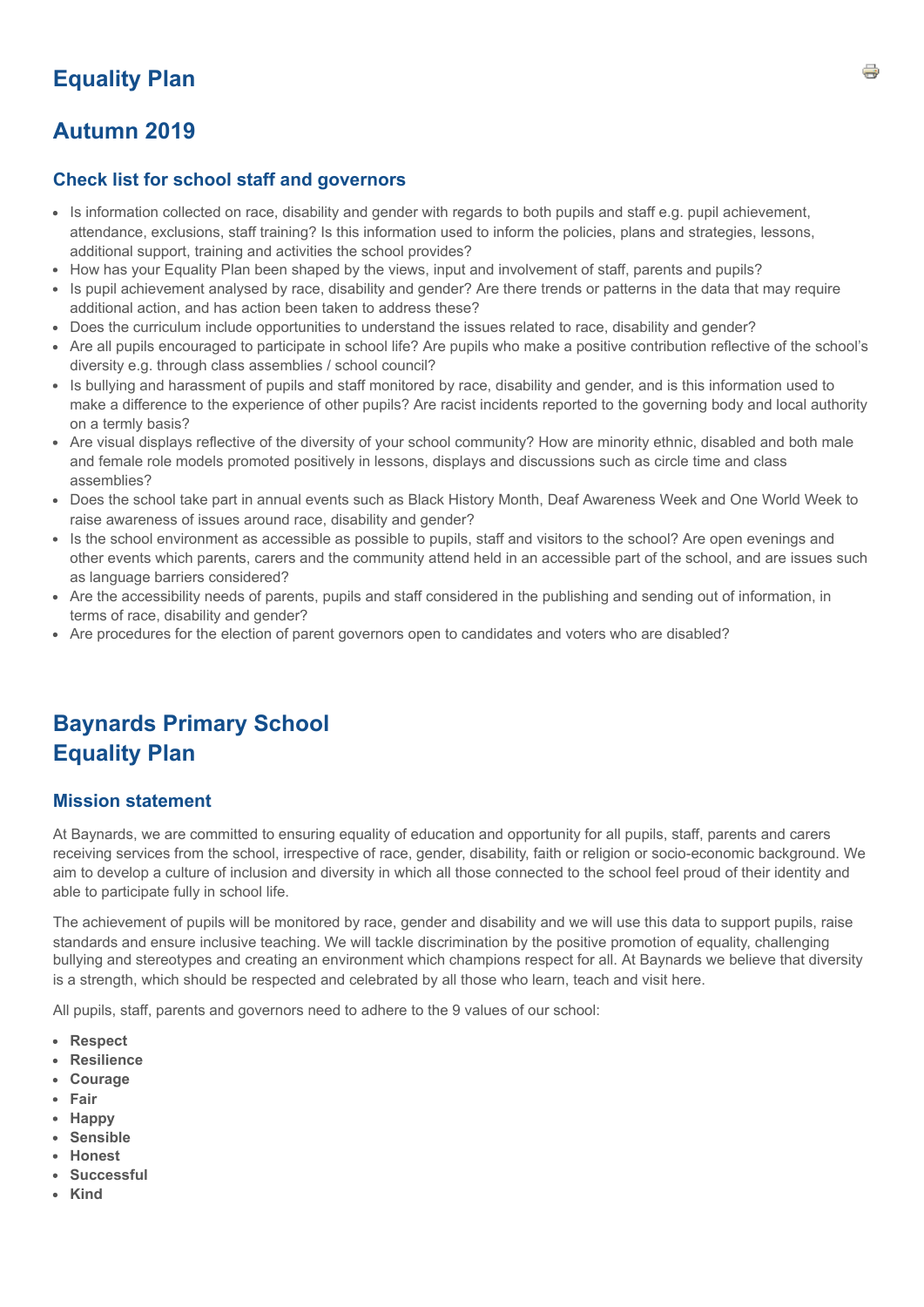# Equality Plan

# Autumn 2019

### Check list for school staff and governors

- Is information collected on race, disability and gender with regards to both pupils and staff e.g. pupil achievement, attendance, exclusions, staff training? Is this information used to inform the policies, plans and strategies, lessons, additional support, training and activities the school provides?
- How has your Equality Plan been shaped by the views, input and involvement of staff, parents and pupils?
- Is pupil achievement analysed by race, disability and gender? Are there trends or patterns in the data that may require additional action, and has action been taken to address these?
- Does the curriculum include opportunities to understand the issues related to race, disability and gender?
- Are all pupils encouraged to participate in school life? Are pupils who make a positive contribution reflective of the school's diversity e.g. through class assemblies / school council?
- Is bullying and harassment of pupils and staff monitored by race, disability and gender, and is this information used to make a difference to the experience of other pupils? Are racist incidents reported to the governing body and local authority on a termly basis?
- Are visual displays reflective of the diversity of your school community? How are minority ethnic, disabled and both male and female role models promoted positively in lessons, displays and discussions such as circle time and class assemblies?
- Does the school take part in annual events such as Black History Month, Deaf Awareness Week and One World Week to raise awareness of issues around race, disability and gender?
- Is the school environment as accessible as possible to pupils, staff and visitors to the school? Are open evenings and other events which parents, carers and the community attend held in an accessible part of the school, and are issues such as language barriers considered?
- Are the accessibility needs of parents, pupils and staff considered in the publishing and sending out of information, in terms of race, disability and gender?
- Are procedures for the election of parent governors open to candidates and voters who are disabled?

# Baynards Primary School
# Equality Plan

### Mission statement

At Baynards, we are committed to ensuring equality of education and opportunity for all pupils, staff, parents and carers receiving services from the school, irrespective of race, gender, disability, faith or religion or socio-economic background. We aim to develop a culture of inclusion and diversity in which all those connected to the school feel proud of their identity and able to participate fully in school life.

The achievement of pupils will be monitored by race, gender and disability and we will use this data to support pupils, raise standards and ensure inclusive teaching. We will tackle discrimination by the positive promotion of equality, challenging bullying and stereotypes and creating an environment which champions respect for all. At Baynards we believe that diversity is a strength, which should be respected and celebrated by all those who learn, teach and visit here.

All pupils, staff, parents and governors need to adhere to the 9 values of our school:

- **Respect**
- **Resilience**
- **Courage**
- **Fair**
- **Happy**
- **Sensible**
- **Honest**
- **Successful**
- **Kind**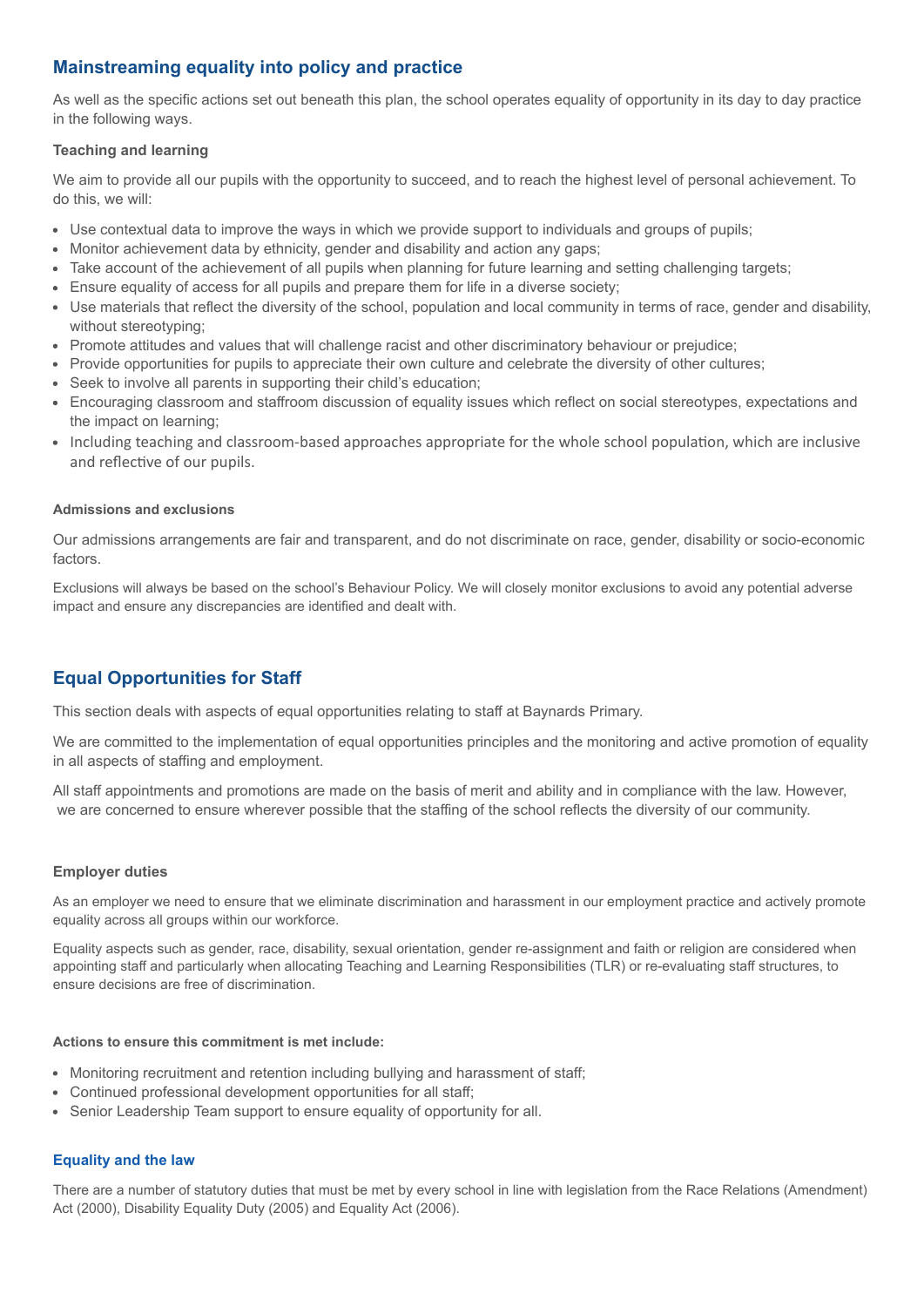## Mainstreaming equality into policy and practice

As well as the specific actions set out beneath this plan, the school operates equality of opportunity in its day to day practice in the following ways.

### Teaching and learning

We aim to provide all our pupils with the opportunity to succeed, and to reach the highest level of personal achievement. To do this, we will:

- Use contextual data to improve the ways in which we provide support to individuals and groups of pupils;
- Monitor achievement data by ethnicity, gender and disability and action any gaps;
- Take account of the achievement of all pupils when planning for future learning and setting challenging targets;
- Ensure equality of access for all pupils and prepare them for life in a diverse society;
- Use materials that reflect the diversity of the school, population and local community in terms of race, gender and disability, without stereotyping;
- Promote attitudes and values that will challenge racist and other discriminatory behaviour or prejudice;
- Provide opportunities for pupils to appreciate their own culture and celebrate the diversity of other cultures;
- Seek to involve all parents in supporting their child's education;
- Encouraging classroom and staffroom discussion of equality issues which reflect on social stereotypes, expectations and the impact on learning;
- Including teaching and classroom-based approaches appropriate for the whole school population, which are inclusive and reflective of our pupils.

#### Admissions and exclusions

Our admissions arrangements are fair and transparent, and do not discriminate on race, gender, disability or socio-economic factors.

Exclusions will always be based on the school's Behaviour Policy. We will closely monitor exclusions to avoid any potential adverse impact and ensure any discrepancies are identified and dealt with.

## Equal Opportunities for Staff

This section deals with aspects of equal opportunities relating to staff at Baynards Primary.

We are committed to the implementation of equal opportunities principles and the monitoring and active promotion of equality in all aspects of staffing and employment.

All staff appointments and promotions are made on the basis of merit and ability and in compliance with the law. However, we are concerned to ensure wherever possible that the staffing of the school reflects the diversity of our community.

### Employer duties

As an employer we need to ensure that we eliminate discrimination and harassment in our employment practice and actively promote equality across all groups within our workforce.

Equality aspects such as gender, race, disability, sexual orientation, gender re-assignment and faith or religion are considered when appointing staff and particularly when allocating Teaching and Learning Responsibilities (TLR) or re-evaluating staff structures, to ensure decisions are free of discrimination.

#### Actions to ensure this commitment is met include:

- Monitoring recruitment and retention including bullying and harassment of staff;
- Continued professional development opportunities for all staff;
- Senior Leadership Team support to ensure equality of opportunity for all.

### Equality and the law

There are a number of statutory duties that must be met by every school in line with legislation from the Race Relations (Amendment) Act (2000), Disability Equality Duty (2005) and Equality Act (2006).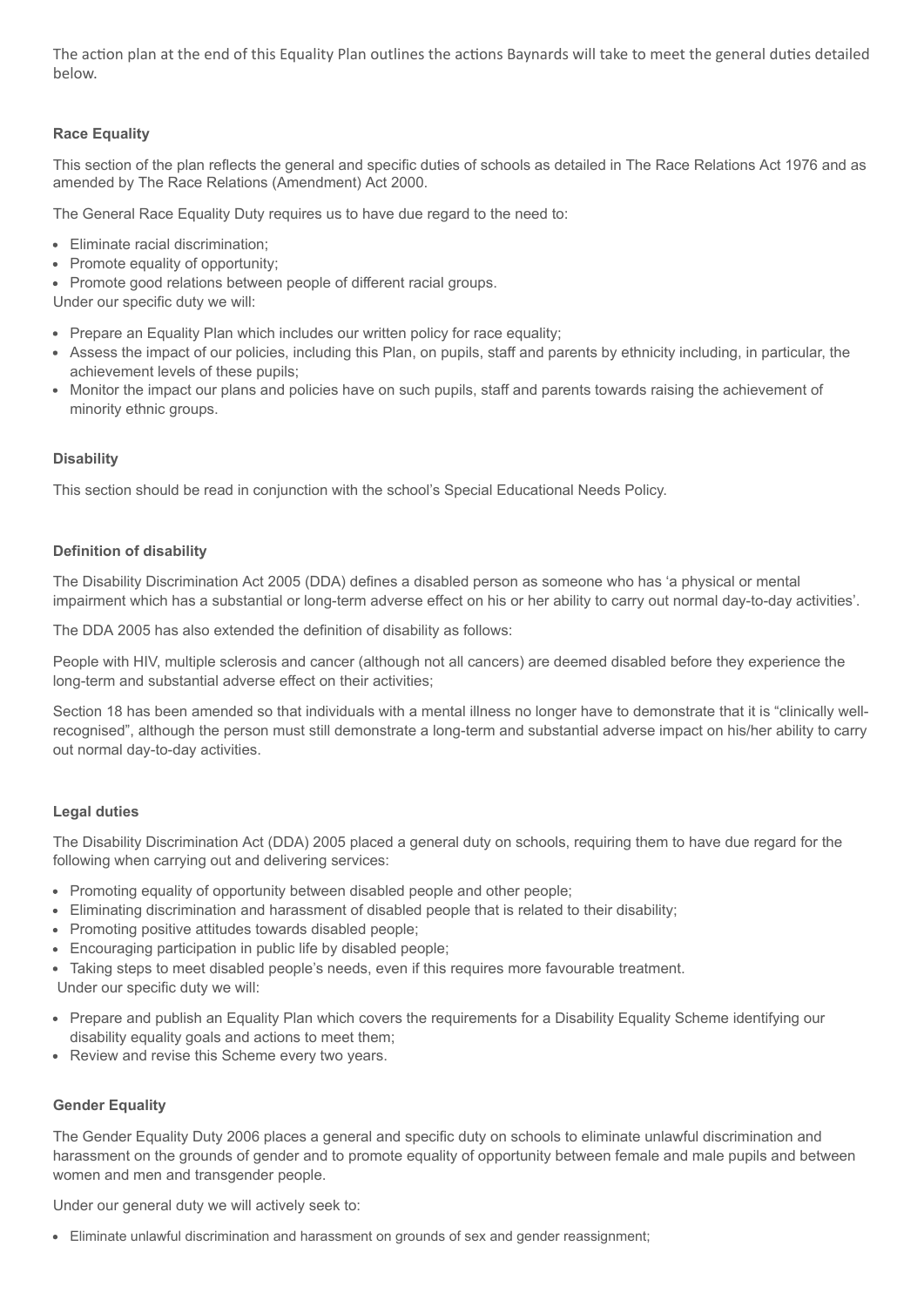The action plan at the end of this Equality Plan outlines the actions Baynards will take to meet the general duties detailed below.

### Race Equality

This section of the plan reflects the general and specific duties of schools as detailed in The Race Relations Act 1976 and as amended by The Race Relations (Amendment) Act 2000.

The General Race Equality Duty requires us to have due regard to the need to:

- Eliminate racial discrimination;
- Promote equality of opportunity;
- Promote good relations between people of different racial groups.

Under our specific duty we will:

- Prepare an Equality Plan which includes our written policy for race equality;
- Assess the impact of our policies, including this Plan, on pupils, staff and parents by ethnicity including, in particular, the achievement levels of these pupils;
- Monitor the impact our plans and policies have on such pupils, staff and parents towards raising the achievement of minority ethnic groups.

### Disability

This section should be read in conjunction with the school's Special Educational Needs Policy.

### Definition of disability

The Disability Discrimination Act 2005 (DDA) defines a disabled person as someone who has 'a physical or mental impairment which has a substantial or long-term adverse effect on his or her ability to carry out normal day-to-day activities'.

The DDA 2005 has also extended the definition of disability as follows:

People with HIV, multiple sclerosis and cancer (although not all cancers) are deemed disabled before they experience the long-term and substantial adverse effect on their activities;

Section 18 has been amended so that individuals with a mental illness no longer have to demonstrate that it is "clinically well-recognised", although the person must still demonstrate a long-term and substantial adverse impact on his/her ability to carry out normal day-to-day activities.

### Legal duties

The Disability Discrimination Act (DDA) 2005 placed a general duty on schools, requiring them to have due regard for the following when carrying out and delivering services:

- Promoting equality of opportunity between disabled people and other people;
- Eliminating discrimination and harassment of disabled people that is related to their disability;
- Promoting positive attitudes towards disabled people;
- Encouraging participation in public life by disabled people;
- Taking steps to meet disabled people's needs, even if this requires more favourable treatment.

Under our specific duty we will:

- Prepare and publish an Equality Plan which covers the requirements for a Disability Equality Scheme identifying our disability equality goals and actions to meet them;
- Review and revise this Scheme every two years.

### Gender Equality

The Gender Equality Duty 2006 places a general and specific duty on schools to eliminate unlawful discrimination and harassment on the grounds of gender and to promote equality of opportunity between female and male pupils and between women and men and transgender people.

Under our general duty we will actively seek to:

- Eliminate unlawful discrimination and harassment on grounds of sex and gender reassignment;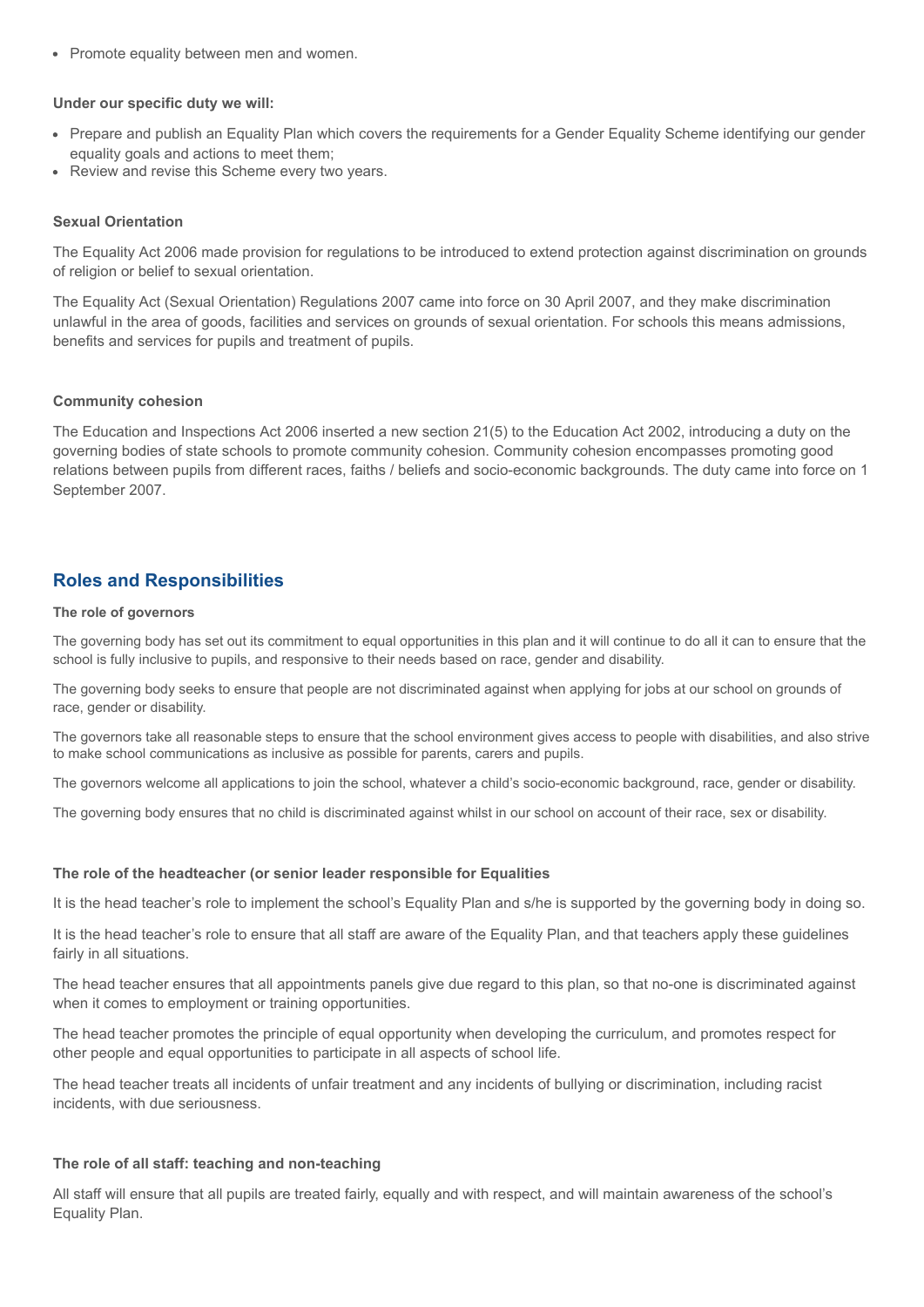- Promote equality between men and women.

**Under our specific duty we will:**

- Prepare and publish an Equality Plan which covers the requirements for a Gender Equality Scheme identifying our gender equality goals and actions to meet them;
- Review and revise this Scheme every two years.

**Sexual Orientation**

The Equality Act 2006 made provision for regulations to be introduced to extend protection against discrimination on grounds of religion or belief to sexual orientation.

The Equality Act (Sexual Orientation) Regulations 2007 came into force on 30 April 2007, and they make discrimination unlawful in the area of goods, facilities and services on grounds of sexual orientation. For schools this means admissions, benefits and services for pupils and treatment of pupils.

**Community cohesion**

The Education and Inspections Act 2006 inserted a new section 21(5) to the Education Act 2002, introducing a duty on the governing bodies of state schools to promote community cohesion. Community cohesion encompasses promoting good relations between pupils from different races, faiths / beliefs and socio-economic backgrounds. The duty came into force on 1 September 2007.

## Roles and Responsibilities

**The role of governors**

The governing body has set out its commitment to equal opportunities in this plan and it will continue to do all it can to ensure that the school is fully inclusive to pupils, and responsive to their needs based on race, gender and disability.

The governing body seeks to ensure that people are not discriminated against when applying for jobs at our school on grounds of race, gender or disability.

The governors take all reasonable steps to ensure that the school environment gives access to people with disabilities, and also strive to make school communications as inclusive as possible for parents, carers and pupils.

The governors welcome all applications to join the school, whatever a child's socio-economic background, race, gender or disability.

The governing body ensures that no child is discriminated against whilst in our school on account of their race, sex or disability.

**The role of the headteacher (or senior leader responsible for Equalities**

It is the head teacher's role to implement the school's Equality Plan and s/he is supported by the governing body in doing so.

It is the head teacher's role to ensure that all staff are aware of the Equality Plan, and that teachers apply these guidelines fairly in all situations.

The head teacher ensures that all appointments panels give due regard to this plan, so that no-one is discriminated against when it comes to employment or training opportunities.

The head teacher promotes the principle of equal opportunity when developing the curriculum, and promotes respect for other people and equal opportunities to participate in all aspects of school life.

The head teacher treats all incidents of unfair treatment and any incidents of bullying or discrimination, including racist incidents, with due seriousness.

**The role of all staff: teaching and non-teaching**

All staff will ensure that all pupils are treated fairly, equally and with respect, and will maintain awareness of the school's Equality Plan.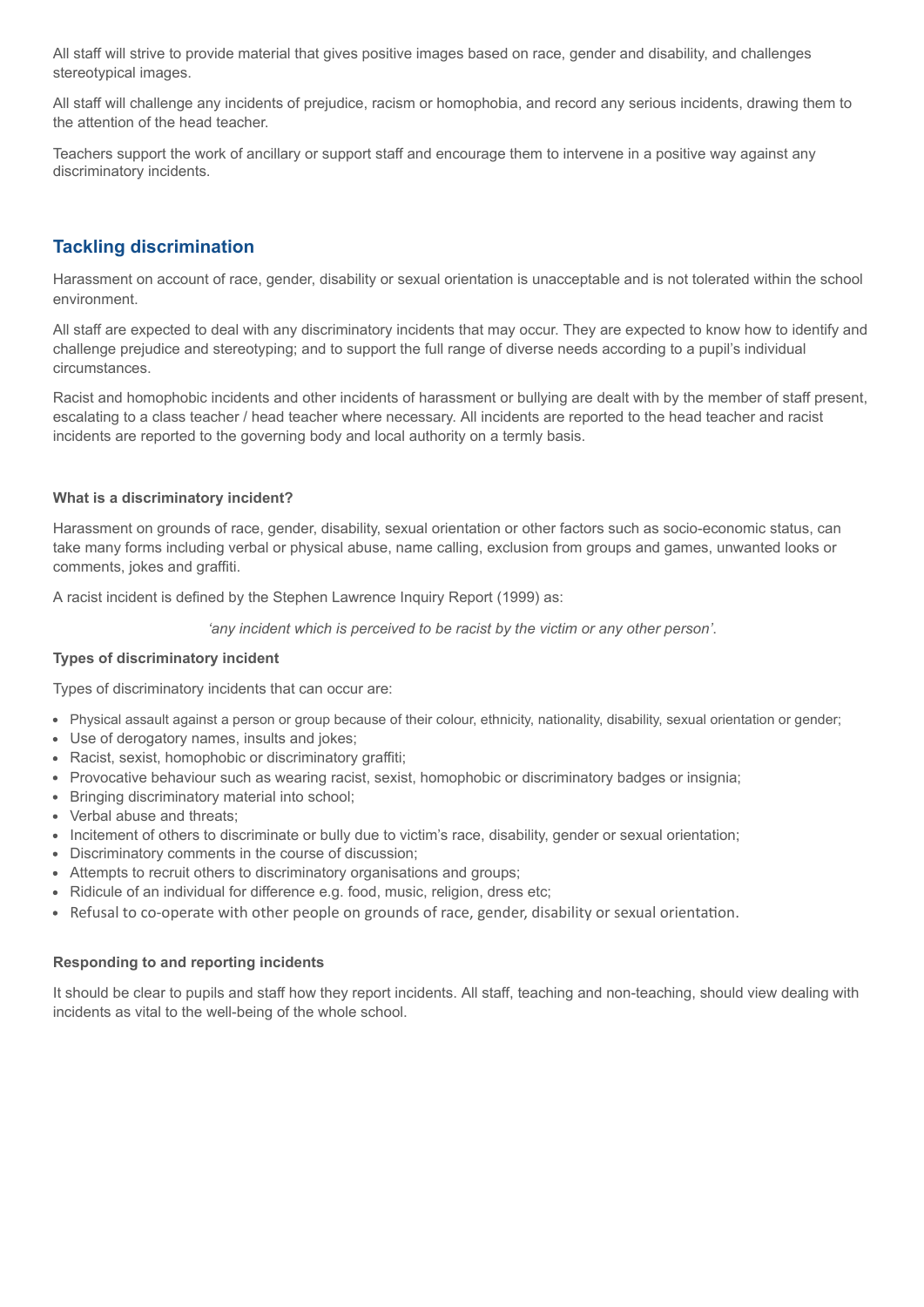All staff will strive to provide material that gives positive images based on race, gender and disability, and challenges stereotypical images.

All staff will challenge any incidents of prejudice, racism or homophobia, and record any serious incidents, drawing them to the attention of the head teacher.

Teachers support the work of ancillary or support staff and encourage them to intervene in a positive way against any discriminatory incidents.

## Tackling discrimination

Harassment on account of race, gender, disability or sexual orientation is unacceptable and is not tolerated within the school environment.

All staff are expected to deal with any discriminatory incidents that may occur. They are expected to know how to identify and challenge prejudice and stereotyping; and to support the full range of diverse needs according to a pupil's individual circumstances.

Racist and homophobic incidents and other incidents of harassment or bullying are dealt with by the member of staff present, escalating to a class teacher / head teacher where necessary. All incidents are reported to the head teacher and racist incidents are reported to the governing body and local authority on a termly basis.

#### What is a discriminatory incident?

Harassment on grounds of race, gender, disability, sexual orientation or other factors such as socio-economic status, can take many forms including verbal or physical abuse, name calling, exclusion from groups and games, unwanted looks or comments, jokes and graffiti.

A racist incident is defined by the Stephen Lawrence Inquiry Report (1999) as:

*'any incident which is perceived to be racist by the victim or any other person'.*

#### Types of discriminatory incident

Types of discriminatory incidents that can occur are:

- Physical assault against a person or group because of their colour, ethnicity, nationality, disability, sexual orientation or gender;
- Use of derogatory names, insults and jokes;
- Racist, sexist, homophobic or discriminatory graffiti;
- Provocative behaviour such as wearing racist, sexist, homophobic or discriminatory badges or insignia;
- Bringing discriminatory material into school;
- Verbal abuse and threats;
- Incitement of others to discriminate or bully due to victim's race, disability, gender or sexual orientation;
- Discriminatory comments in the course of discussion;
- Attempts to recruit others to discriminatory organisations and groups;
- Ridicule of an individual for difference e.g. food, music, religion, dress etc;
- Refusal to co-operate with other people on grounds of race, gender, disability or sexual orientation.

#### Responding to and reporting incidents

It should be clear to pupils and staff how they report incidents. All staff, teaching and non-teaching, should view dealing with incidents as vital to the well-being of the whole school.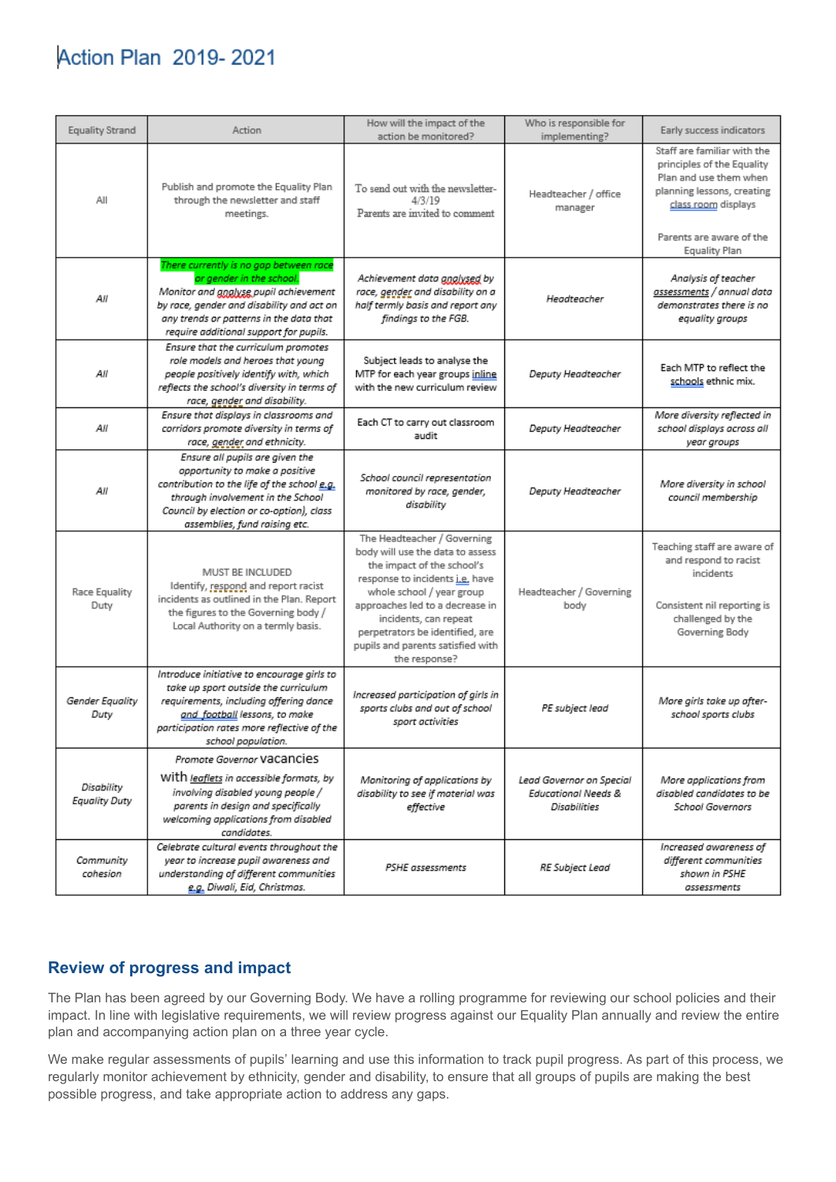# Action Plan 2019- 2021

| Equality Strand | Action | How will the impact of the action be monitored? | Who is responsible for implementing? | Early success indicators |
|---|---|---|---|---|
| All | Publish and promote the Equality Plan through the newsletter and staff meetings. | To send out with the newsletter- 4/3/19 Parents are invited to comment | Headteacher / office manager | Staff are familiar with the principles of the Equality Plan and use them when planning lessons, creating class room displays<br><br>Parents are aware of the Equality Plan |
| *All* | *There currently is no gap between race or gender in the school.*<br>*Monitor and analyse pupil achievement by race, gender and disability and act on any trends or patterns in the data that require additional support for pupils.* | *Achievement data analysed by race, gender and disability on a half termly basis and report any findings to the FGB.* | *Headteacher* | *Analysis of teacher assessments / annual data demonstrates there is no equality groups* |
| *All* | *Ensure that the curriculum promotes role models and heroes that young people positively identify with, which reflects the school's diversity in terms of race, gender and disability.* | Subject leads to analyse the MTP for each year groups inline with the new curriculum review | *Deputy Headteacher* | Each MTP to reflect the schools ethnic mix. |
| *All* | *Ensure that displays in classrooms and corridors promote diversity in terms of race, gender and ethnicity.* | Each CT to carry out classroom audit | *Deputy Headteacher* | *More diversity reflected in school displays across all year groups* |
| *All* | *Ensure all pupils are given the opportunity to make a positive contribution to the life of the school e.g. through involvement in the School Council by election or co-option), class assemblies, fund raising etc.* | *School council representation monitored by race, gender, disability* | *Deputy Headteacher* | *More diversity in school council membership* |
| Race Equality Duty | MUST BE INCLUDED<br>Identify, respond and report racist incidents as outlined in the Plan. Report the figures to the Governing body / Local Authority on a termly basis. | The Headteacher / Governing body will use the data to assess the impact of the school's response to incidents i.e. have whole school / year group approaches led to a decrease in incidents, can repeat perpetrators be identified, are pupils and parents satisfied with the response? | Headteacher / Governing body | Teaching staff are aware of and respond to racist incidents<br><br>Consistent nil reporting is challenged by the Governing Body |
| *Gender Equality Duty* | *Introduce initiative to encourage girls to take up sport outside the curriculum requirements, including offering dance and football lessons, to make participation rates more reflective of the school population.* | *Increased participation of girls in sports clubs and out of school sport activities* | *PE subject lead* | *More girls take up after-school sports clubs* |
| *Disability Equality Duty* | *Promote Governor* vacancies with *leaflets in accessible formats, by involving disabled young people / parents in design and specifically welcoming applications from disabled candidates.* | *Monitoring of applications by disability to see if material was effective* | *Lead Governor on Special Educational Needs & Disabilities* | *More applications from disabled candidates to be School Governors* |
| *Community cohesion* | *Celebrate cultural events throughout the year to increase pupil awareness and understanding of different communities e.g. Diwali, Eid, Christmas.* | *PSHE assessments* | *RE Subject Lead* | *Increased awareness of different communities shown in PSHE assessments* |

## Review of progress and impact

The Plan has been agreed by our Governing Body. We have a rolling programme for reviewing our school policies and their impact. In line with legislative requirements, we will review progress against our Equality Plan annually and review the entire plan and accompanying action plan on a three year cycle.

We make regular assessments of pupils' learning and use this information to track pupil progress. As part of this process, we regularly monitor achievement by ethnicity, gender and disability, to ensure that all groups of pupils are making the best possible progress, and take appropriate action to address any gaps.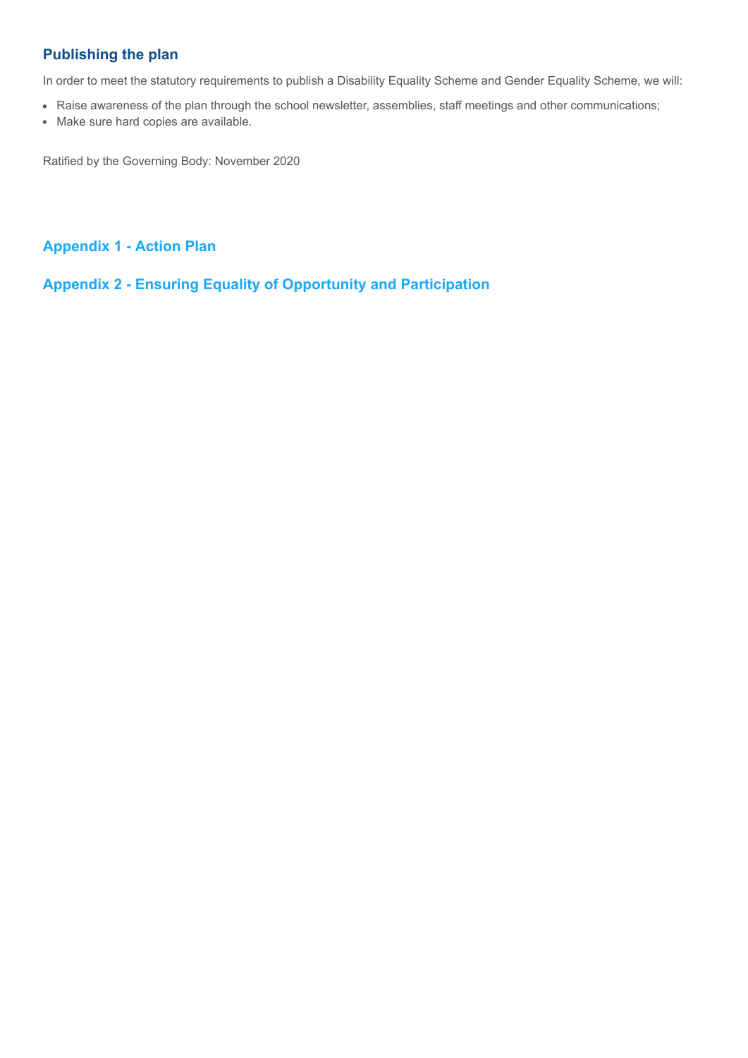## Publishing the plan

In order to meet the statutory requirements to publish a Disability Equality Scheme and Gender Equality Scheme, we will:

- Raise awareness of the plan through the school newsletter, assemblies, staff meetings and other communications;
- Make sure hard copies are available.

Ratified by the Governing Body: November 2020

## Appendix 1 - Action Plan

## Appendix 2 - Ensuring Equality of Opportunity and Participation